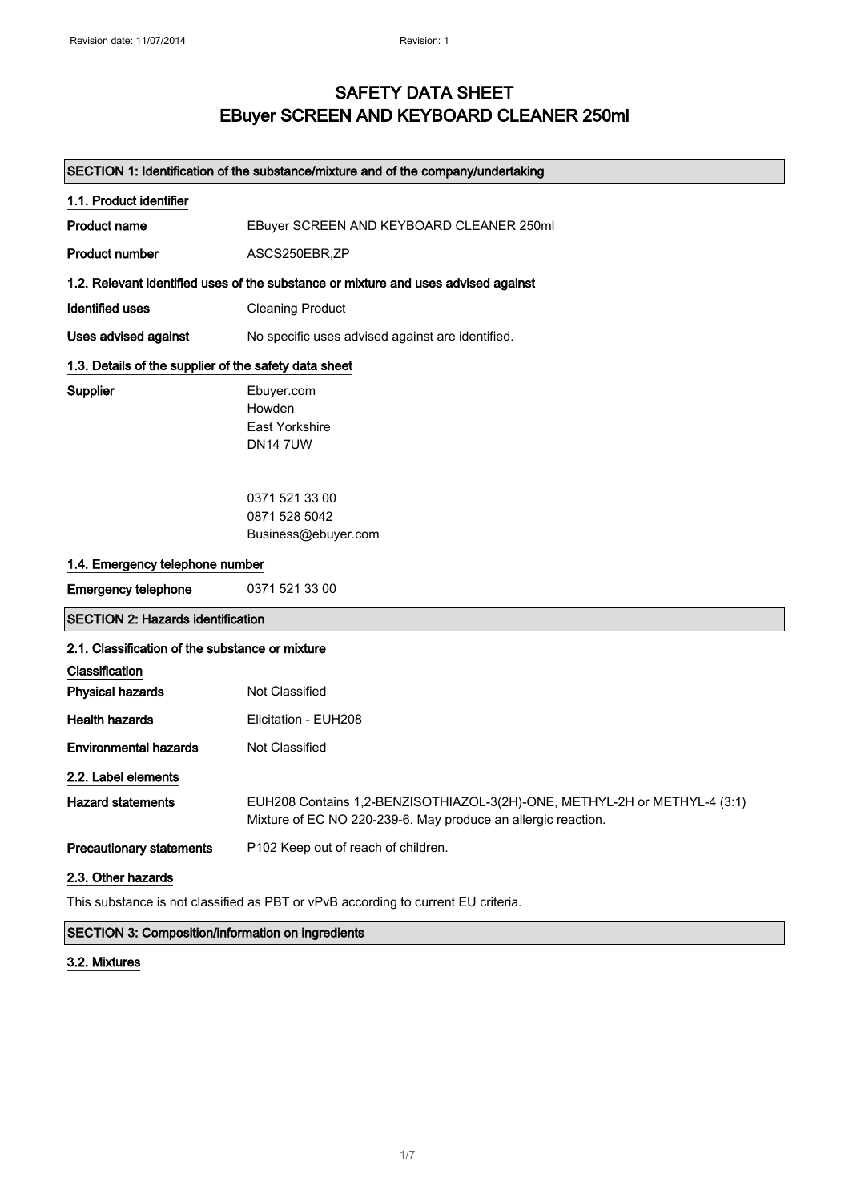# SAFETY DATA SHEET
# EBuyer SCREEN AND KEYBOARD CLEANER 250ml

## SECTION 1: Identification of the substance/mixture and of the company/undertaking

### 1.1. Product identifier

| | |
|---|---|
| **Product name** | EBuyer SCREEN AND KEYBOARD CLEANER 250ml |
| **Product number** | ASCS250EBR,ZP |

### 1.2. Relevant identified uses of the substance or mixture and uses advised against

| | |
|---|---|
| **Identified uses** | Cleaning Product |
| **Uses advised against** | No specific uses advised against are identified. |

### 1.3. Details of the supplier of the safety data sheet

**Supplier**

Ebuyer.com
Howden
East Yorkshire
DN14 7UW

0371 521 33 00
0871 528 5042
Business@ebuyer.com

### 1.4. Emergency telephone number

| | |
|---|---|
| **Emergency telephone** | 0371 521 33 00 |

## SECTION 2: Hazards identification

### 2.1. Classification of the substance or mixture

**Classification**

| | |
|---|---|
| **Physical hazards** | Not Classified |
| **Health hazards** | Elicitation - EUH208 |
| **Environmental hazards** | Not Classified |

### 2.2. Label elements

| | |
|---|---|
| **Hazard statements** | EUH208 Contains 1,2-BENZISOTHIAZOL-3(2H)-ONE, METHYL-2H or METHYL-4 (3:1) Mixture of EC NO 220-239-6. May produce an allergic reaction. |
| **Precautionary statements** | P102 Keep out of reach of children. |

### 2.3. Other hazards

This substance is not classified as PBT or vPvB according to current EU criteria.

## SECTION 3: Composition/information on ingredients

### 3.2. Mixtures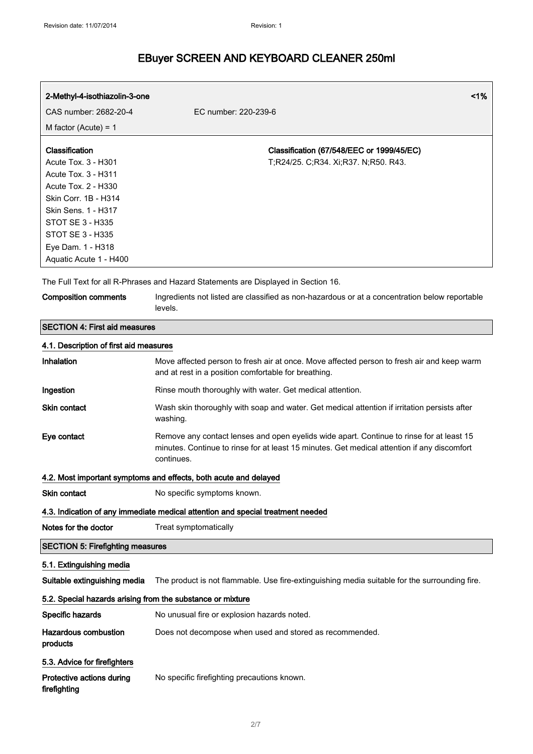# EBuyer SCREEN AND KEYBOARD CLEANER 250ml

| **2-Methyl-4-isothiazolin-3-one** | | **<1%** |
|---|---|---|
| CAS number: 2682-20-4 | EC number: 220-239-6 | |
| M factor (Acute) = 1 | | |

| **Classification** | **Classification (67/548/EEC or 1999/45/EC)** |
|---|---|
| Acute Tox. 3 - H301<br>Acute Tox. 3 - H311<br>Acute Tox. 2 - H330<br>Skin Corr. 1B - H314<br>Skin Sens. 1 - H317<br>STOT SE 3 - H335<br>STOT SE 3 - H335<br>Eye Dam. 1 - H318<br>Aquatic Acute 1 - H400 | T;R24/25. C;R34. Xi;R37. N;R50. R43. |

The Full Text for all R-Phrases and Hazard Statements are Displayed in Section 16.

**Composition comments** Ingredients not listed are classified as non-hazardous or at a concentration below reportable levels.

## SECTION 4: First aid measures

### 4.1. Description of first aid measures

**Inhalation** Move affected person to fresh air at once. Move affected person to fresh air and keep warm and at rest in a position comfortable for breathing.

**Ingestion** Rinse mouth thoroughly with water. Get medical attention.

**Skin contact** Wash skin thoroughly with soap and water. Get medical attention if irritation persists after washing.

**Eye contact** Remove any contact lenses and open eyelids wide apart. Continue to rinse for at least 15 minutes. Continue to rinse for at least 15 minutes. Get medical attention if any discomfort continues.

### 4.2. Most important symptoms and effects, both acute and delayed

**Skin contact** No specific symptoms known.

### 4.3. Indication of any immediate medical attention and special treatment needed

**Notes for the doctor** Treat symptomatically

## SECTION 5: Firefighting measures

### 5.1. Extinguishing media

**Suitable extinguishing media** The product is not flammable. Use fire-extinguishing media suitable for the surrounding fire.

### 5.2. Special hazards arising from the substance or mixture

**Specific hazards** No unusual fire or explosion hazards noted.

**Hazardous combustion products** Does not decompose when used and stored as recommended.

### 5.3. Advice for firefighters

**Protective actions during firefighting** No specific firefighting precautions known.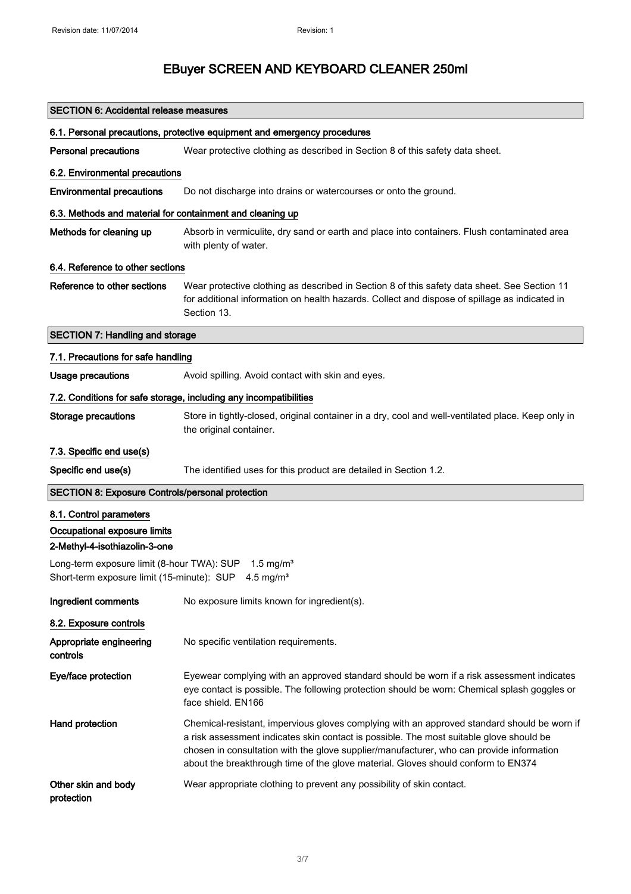# EBuyer SCREEN AND KEYBOARD CLEANER 250ml

## SECTION 6: Accidental release measures

### 6.1. Personal precautions, protective equipment and emergency procedures

| | |
|---|---|
| **Personal precautions** | Wear protective clothing as described in Section 8 of this safety data sheet. |

### 6.2. Environmental precautions

| | |
|---|---|
| **Environmental precautions** | Do not discharge into drains or watercourses or onto the ground. |

### 6.3. Methods and material for containment and cleaning up

| | |
|---|---|
| **Methods for cleaning up** | Absorb in vermiculite, dry sand or earth and place into containers. Flush contaminated area with plenty of water. |

### 6.4. Reference to other sections

| | |
|---|---|
| **Reference to other sections** | Wear protective clothing as described in Section 8 of this safety data sheet. See Section 11 for additional information on health hazards. Collect and dispose of spillage as indicated in Section 13. |

## SECTION 7: Handling and storage

### 7.1. Precautions for safe handling

| | |
|---|---|
| **Usage precautions** | Avoid spilling. Avoid contact with skin and eyes. |

### 7.2. Conditions for safe storage, including any incompatibilities

| | |
|---|---|
| **Storage precautions** | Store in tightly-closed, original container in a dry, cool and well-ventilated place. Keep only in the original container. |

### 7.3. Specific end use(s)

| | |
|---|---|
| **Specific end use(s)** | The identified uses for this product are detailed in Section 1.2. |

## SECTION 8: Exposure Controls/personal protection

### 8.1. Control parameters

**Occupational exposure limits**

**2-Methyl-4-isothiazolin-3-one**

Long-term exposure limit (8-hour TWA): SUP 1.5 mg/m$^3$
Short-term exposure limit (15-minute): SUP 4.5 mg/m$^3$

| | |
|---|---|
| **Ingredient comments** | No exposure limits known for ingredient(s). |

### 8.2. Exposure controls

| | |
|---|---|
| **Appropriate engineering controls** | No specific ventilation requirements. |
| **Eye/face protection** | Eyewear complying with an approved standard should be worn if a risk assessment indicates eye contact is possible. The following protection should be worn: Chemical splash goggles or face shield. EN166 |
| **Hand protection** | Chemical-resistant, impervious gloves complying with an approved standard should be worn if a risk assessment indicates skin contact is possible. The most suitable glove should be chosen in consultation with the glove supplier/manufacturer, who can provide information about the breakthrough time of the glove material. Gloves should conform to EN374 |
| **Other skin and body protection** | Wear appropriate clothing to prevent any possibility of skin contact. |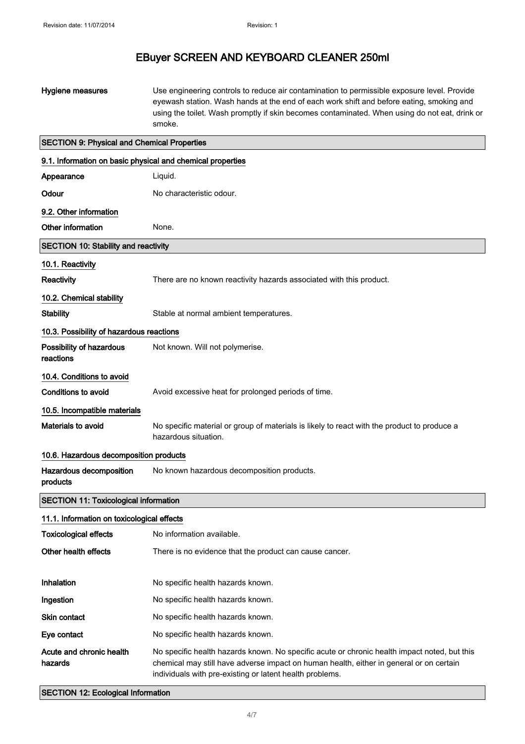| | |
|---|---|
| **Hygiene measures** | Use engineering controls to reduce air contamination to permissible exposure level. Provide eyewash station. Wash hands at the end of each work shift and before eating, smoking and using the toilet. Wash promptly if skin becomes contaminated. When using do not eat, drink or smoke. |

## SECTION 9: Physical and Chemical Properties

### 9.1. Information on basic physical and chemical properties

| | |
|---|---|
| **Appearance** | Liquid. |
| **Odour** | No characteristic odour. |

### 9.2. Other information

| | |
|---|---|
| **Other information** | None. |

## SECTION 10: Stability and reactivity

### 10.1. Reactivity

| | |
|---|---|
| **Reactivity** | There are no known reactivity hazards associated with this product. |

### 10.2. Chemical stability

| | |
|---|---|
| **Stability** | Stable at normal ambient temperatures. |

### 10.3. Possibility of hazardous reactions

| | |
|---|---|
| **Possibility of hazardous reactions** | Not known. Will not polymerise. |

### 10.4. Conditions to avoid

| | |
|---|---|
| **Conditions to avoid** | Avoid excessive heat for prolonged periods of time. |

### 10.5. Incompatible materials

| | |
|---|---|
| **Materials to avoid** | No specific material or group of materials is likely to react with the product to produce a hazardous situation. |

### 10.6. Hazardous decomposition products

| | |
|---|---|
| **Hazardous decomposition products** | No known hazardous decomposition products. |

## SECTION 11: Toxicological information

### 11.1. Information on toxicological effects

| | |
|---|---|
| **Toxicological effects** | No information available. |
| **Other health effects** | There is no evidence that the product can cause cancer. |
| **Inhalation** | No specific health hazards known. |
| **Ingestion** | No specific health hazards known. |
| **Skin contact** | No specific health hazards known. |
| **Eye contact** | No specific health hazards known. |
| **Acute and chronic health hazards** | No specific health hazards known. No specific acute or chronic health impact noted, but this chemical may still have adverse impact on human health, either in general or on certain individuals with pre-existing or latent health problems. |

## SECTION 12: Ecological Information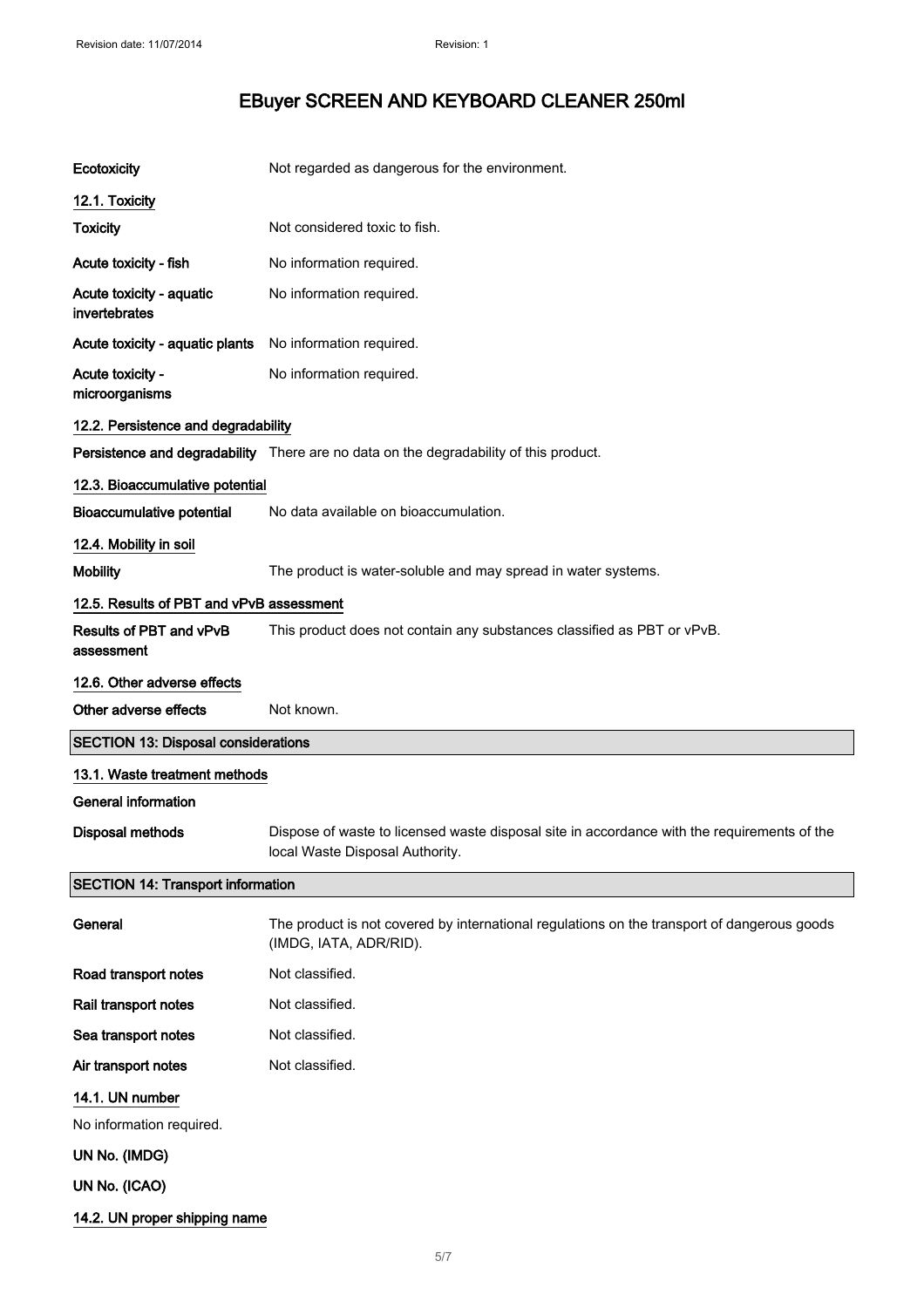# EBuyer SCREEN AND KEYBOARD CLEANER 250ml

| | |
|---|---|
| **Ecotoxicity** | Not regarded as dangerous for the environment. |

### 12.1. Toxicity

| | |
|---|---|
| **Toxicity** | Not considered toxic to fish. |
| **Acute toxicity - fish** | No information required. |
| **Acute toxicity - aquatic invertebrates** | No information required. |
| **Acute toxicity - aquatic plants** | No information required. |
| **Acute toxicity - microorganisms** | No information required. |

### 12.2. Persistence and degradability

| | |
|---|---|
| **Persistence and degradability** | There are no data on the degradability of this product. |

### 12.3. Bioaccumulative potential

| | |
|---|---|
| **Bioaccumulative potential** | No data available on bioaccumulation. |

### 12.4. Mobility in soil

| | |
|---|---|
| **Mobility** | The product is water-soluble and may spread in water systems. |

### 12.5. Results of PBT and vPvB assessment

| | |
|---|---|
| **Results of PBT and vPvB assessment** | This product does not contain any substances classified as PBT or vPvB. |

### 12.6. Other adverse effects

| | |
|---|---|
| **Other adverse effects** | Not known. |

## SECTION 13: Disposal considerations

### 13.1. Waste treatment methods

**General information**

| | |
|---|---|
| **Disposal methods** | Dispose of waste to licensed waste disposal site in accordance with the requirements of the local Waste Disposal Authority. |

## SECTION 14: Transport information

| | |
|---|---|
| **General** | The product is not covered by international regulations on the transport of dangerous goods (IMDG, IATA, ADR/RID). |
| **Road transport notes** | Not classified. |
| **Rail transport notes** | Not classified. |
| **Sea transport notes** | Not classified. |
| **Air transport notes** | Not classified. |

### 14.1. UN number

No information required.

**UN No. (IMDG)**

**UN No. (ICAO)**

### 14.2. UN proper shipping name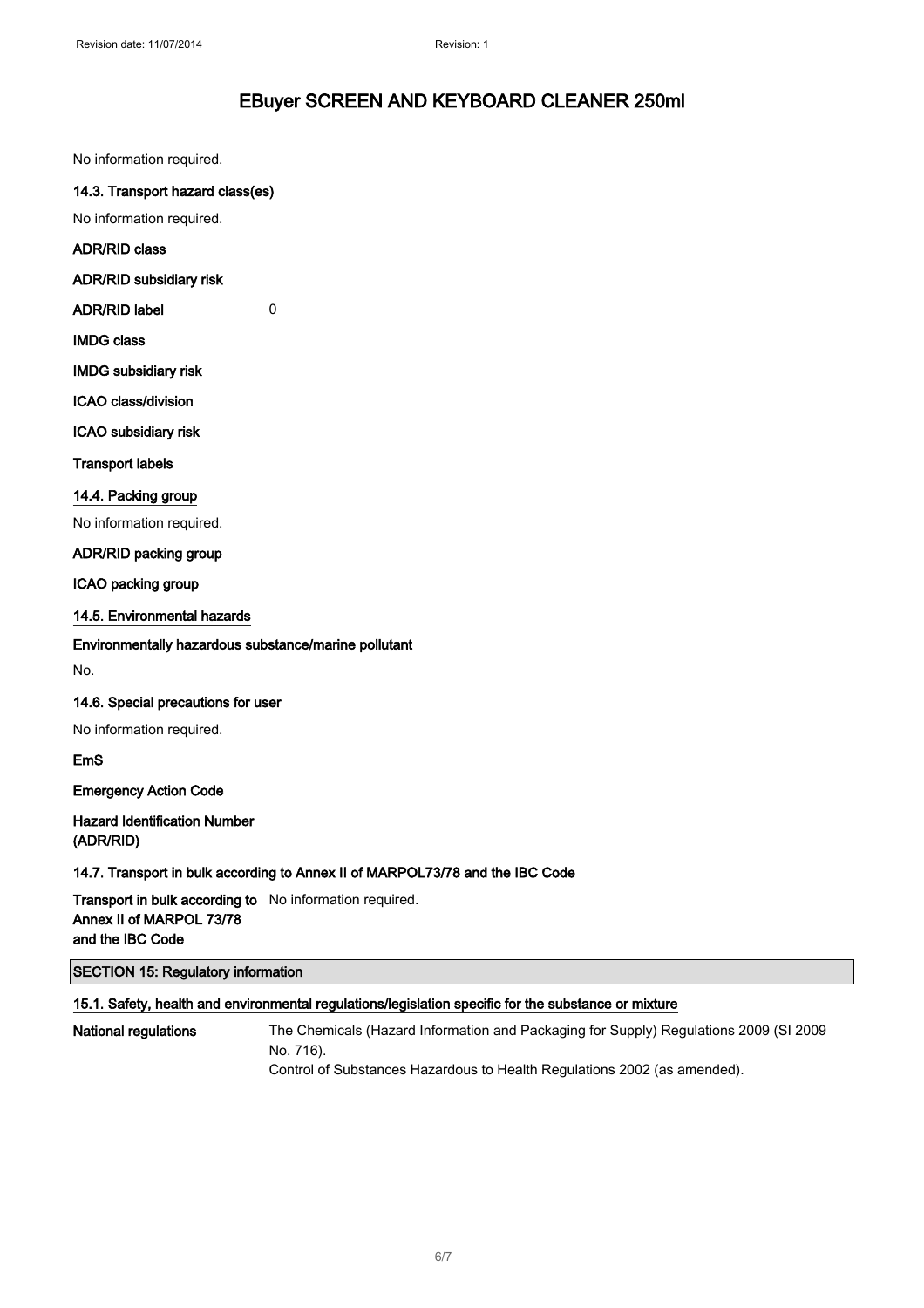No information required.

### 14.3. Transport hazard class(es)

No information required.

**ADR/RID class**

**ADR/RID subsidiary risk**

**ADR/RID label** 0

**IMDG class**

**IMDG subsidiary risk**

**ICAO class/division**

**ICAO subsidiary risk**

**Transport labels**

### 14.4. Packing group

No information required.

**ADR/RID packing group**

**ICAO packing group**

### 14.5. Environmental hazards

**Environmentally hazardous substance/marine pollutant**

No.

### 14.6. Special precautions for user

No information required.

**EmS**

**Emergency Action Code**

**Hazard Identification Number (ADR/RID)**

### 14.7. Transport in bulk according to Annex II of MARPOL73/78 and the IBC Code

**Transport in bulk according to Annex II of MARPOL 73/78 and the IBC Code** No information required.

## SECTION 15: Regulatory information

### 15.1. Safety, health and environmental regulations/legislation specific for the substance or mixture

**National regulations** The Chemicals (Hazard Information and Packaging for Supply) Regulations 2009 (SI 2009 No. 716).
Control of Substances Hazardous to Health Regulations 2002 (as amended).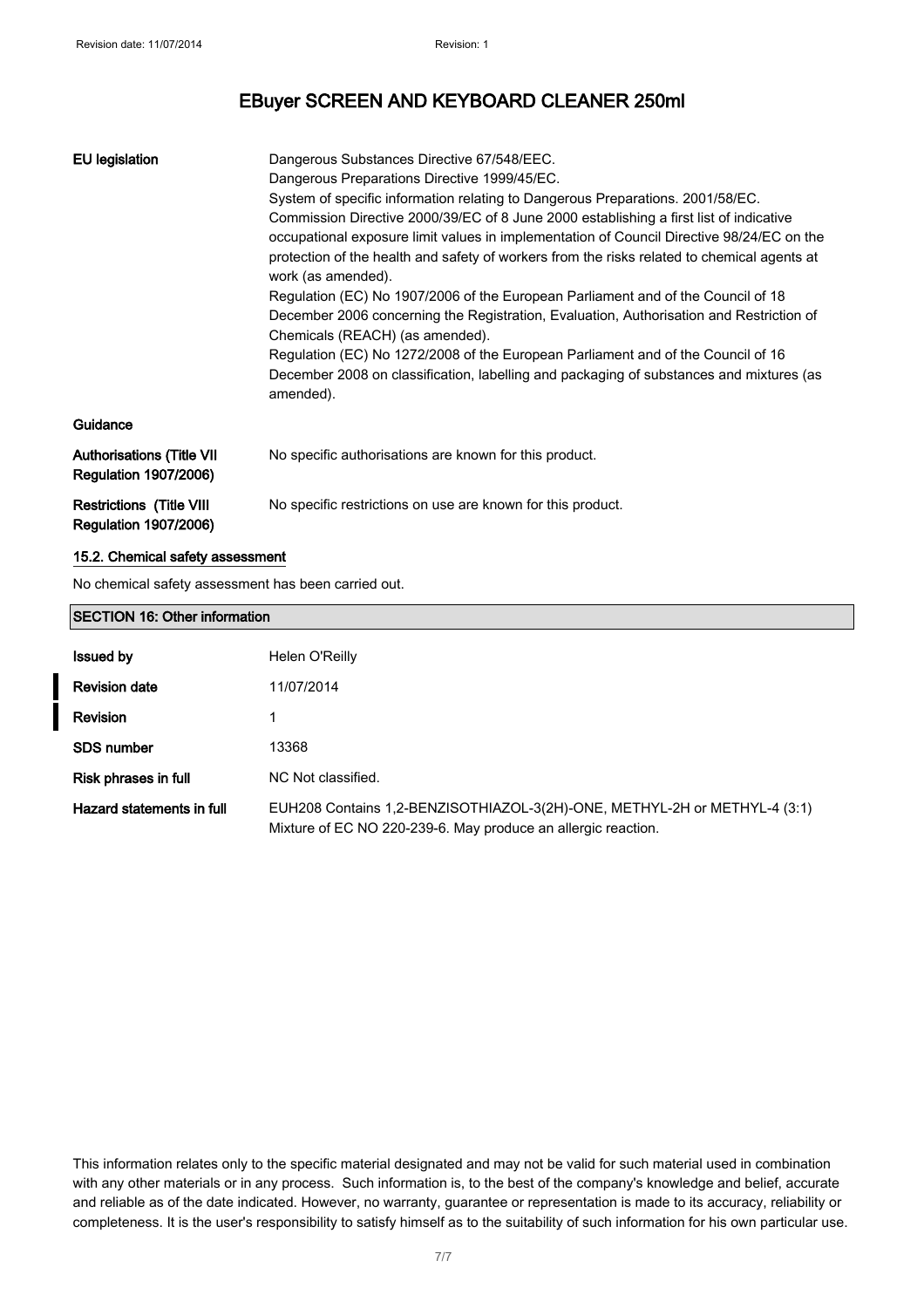# EBuyer SCREEN AND KEYBOARD CLEANER 250ml

| | |
|---|---|
| **EU legislation** | Dangerous Substances Directive 67/548/EEC.<br>Dangerous Preparations Directive 1999/45/EC.<br>System of specific information relating to Dangerous Preparations. 2001/58/EC.<br>Commission Directive 2000/39/EC of 8 June 2000 establishing a first list of indicative occupational exposure limit values in implementation of Council Directive 98/24/EC on the protection of the health and safety of workers from the risks related to chemical agents at work (as amended).<br>Regulation (EC) No 1907/2006 of the European Parliament and of the Council of 18 December 2006 concerning the Registration, Evaluation, Authorisation and Restriction of Chemicals (REACH) (as amended).<br>Regulation (EC) No 1272/2008 of the European Parliament and of the Council of 16 December 2008 on classification, labelling and packaging of substances and mixtures (as amended). |

**Guidance**

| | |
|---|---|
| **Authorisations (Title VII Regulation 1907/2006)** | No specific authorisations are known for this product. |
| **Restrictions (Title VIII Regulation 1907/2006)** | No specific restrictions on use are known for this product. |

### 15.2. Chemical safety assessment

No chemical safety assessment has been carried out.

## SECTION 16: Other information

| | |
|---|---|
| **Issued by** | Helen O'Reilly |
| **Revision date** | 11/07/2014 |
| **Revision** | 1 |
| **SDS number** | 13368 |
| **Risk phrases in full** | NC Not classified. |
| **Hazard statements in full** | EUH208 Contains 1,2-BENZISOTHIAZOL-3(2H)-ONE, METHYL-2H or METHYL-4 (3:1) Mixture of EC NO 220-239-6. May produce an allergic reaction. |

This information relates only to the specific material designated and may not be valid for such material used in combination with any other materials or in any process. Such information is, to the best of the company's knowledge and belief, accurate and reliable as of the date indicated. However, no warranty, guarantee or representation is made to its accuracy, reliability or completeness. It is the user's responsibility to satisfy himself as to the suitability of such information for his own particular use.